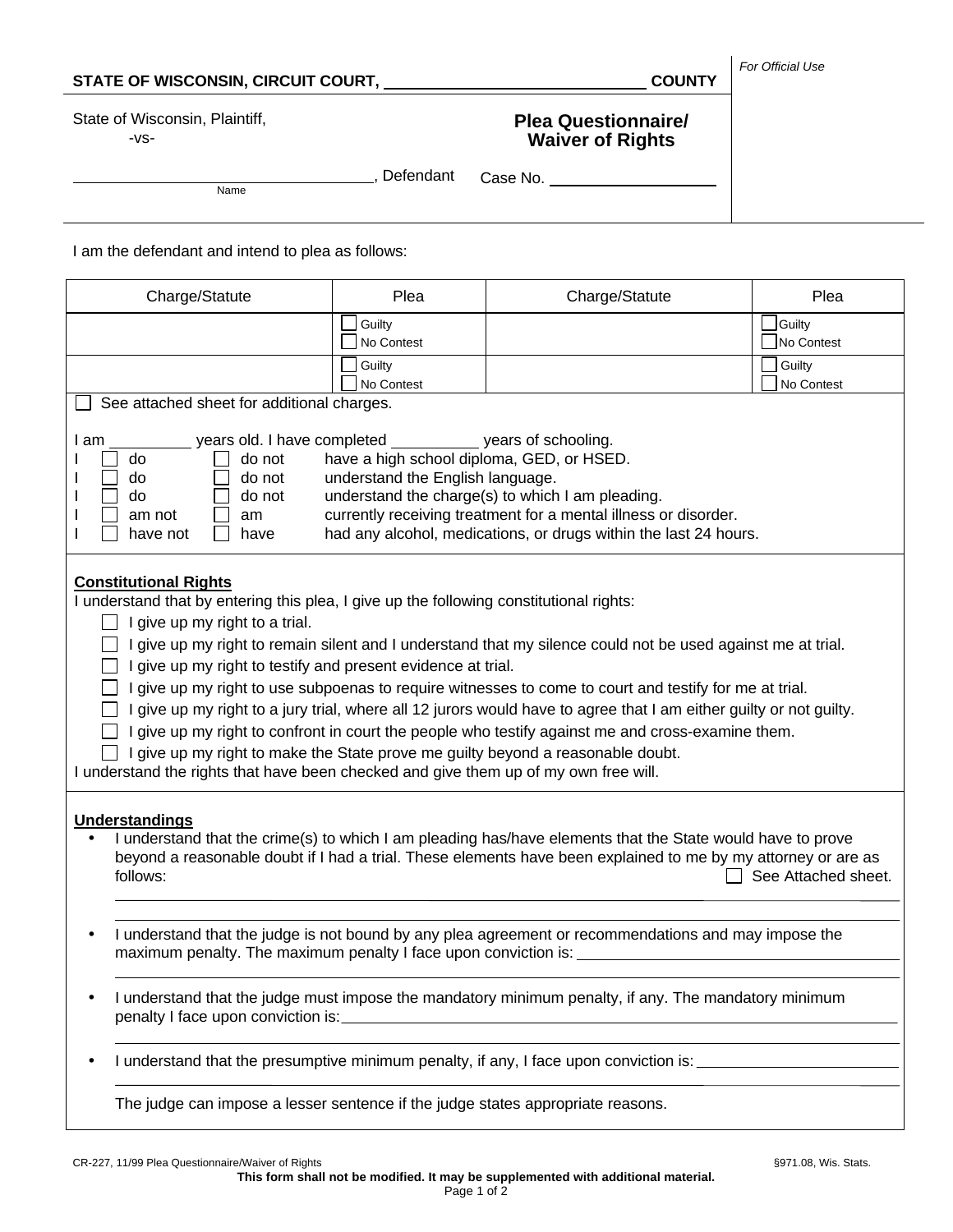**STATE OF WISCONSIN, CIRCUIT COURT, \_\_\_\_\_\_\_\_\_\_\_\_\_\_\_\_\_\_\_\_\_\_\_\_\_\_\_\_\_\_ COUNTY**

*For Official Use*

State of Wisconsin, Plaintiff,
-vs-

\_\_\_\_\_\_\_\_\_\_\_\_\_\_\_\_\_\_\_\_\_\_\_\_\_\_\_\_\_\_\_\_\_\_, Defendant
Name

## Plea Questionnaire/ Waiver of Rights

Case No. \_\_\_\_\_\_\_\_\_\_\_\_\_\_\_\_\_\_\_\_

I am the defendant and intend to plea as follows:

| Charge/Statute | Plea | Charge/Statute | Plea |
|---|---|---|---|
| | ☐ Guilty ☐ No Contest | | ☐ Guilty ☐ No Contest |
| | ☐ Guilty ☐ No Contest | | ☐ Guilty ☐ No Contest |

☐ See attached sheet for additional charges.

I am \_\_\_\_\_\_\_\_\_\_ years old. I have completed \_\_\_\_\_\_\_\_\_\_ years of schooling.
I ☐ do ☐ do not have a high school diploma, GED, or HSED.
I ☐ do ☐ do not understand the English language.
I ☐ do ☐ do not understand the charge(s) to which I am pleading.
I ☐ am not ☐ am currently receiving treatment for a mental illness or disorder.
I ☐ have not ☐ have had any alcohol, medications, or drugs within the last 24 hours.

**Constitutional Rights**

I understand that by entering this plea, I give up the following constitutional rights:

- ☐ I give up my right to a trial.
- ☐ I give up my right to remain silent and I understand that my silence could not be used against me at trial.
- ☐ I give up my right to testify and present evidence at trial.
- ☐ I give up my right to use subpoenas to require witnesses to come to court and testify for me at trial.
- ☐ I give up my right to a jury trial, where all 12 jurors would have to agree that I am either guilty or not guilty.
- ☐ I give up my right to confront in court the people who testify against me and cross-examine them.
- ☐ I give up my right to make the State prove me guilty beyond a reasonable doubt.

I understand the rights that have been checked and give them up of my own free will.

**Understandings**

- I understand that the crime(s) to which I am pleading has/have elements that the State would have to prove beyond a reasonable doubt if I had a trial. These elements have been explained to me by my attorney or are as follows: ☐ See Attached sheet.
  \_\_\_\_\_\_\_\_\_\_\_\_\_\_\_\_\_\_\_\_\_\_\_\_\_\_\_\_\_\_\_\_\_\_\_\_\_\_\_\_\_\_\_\_\_\_\_\_\_\_\_\_\_\_\_\_
  \_\_\_\_\_\_\_\_\_\_\_\_\_\_\_\_\_\_\_\_\_\_\_\_\_\_\_\_\_\_\_\_\_\_\_\_\_\_\_\_\_\_\_\_\_\_\_\_\_\_\_\_\_\_\_\_
- I understand that the judge is not bound by any plea agreement or recommendations and may impose the maximum penalty. The maximum penalty I face upon conviction is: \_\_\_\_\_\_\_\_\_\_\_\_\_\_\_\_\_\_\_\_\_\_\_\_\_\_\_\_\_\_
  \_\_\_\_\_\_\_\_\_\_\_\_\_\_\_\_\_\_\_\_\_\_\_\_\_\_\_\_\_\_\_\_\_\_\_\_\_\_\_\_\_\_\_\_\_\_\_\_\_\_\_\_\_\_\_\_
- I understand that the judge must impose the mandatory minimum penalty, if any. The mandatory minimum penalty I face upon conviction is: \_\_\_\_\_\_\_\_\_\_\_\_\_\_\_\_\_\_\_\_\_\_\_\_\_\_\_\_\_\_\_\_\_\_\_\_\_\_\_\_\_\_\_\_\_\_
  \_\_\_\_\_\_\_\_\_\_\_\_\_\_\_\_\_\_\_\_\_\_\_\_\_\_\_\_\_\_\_\_\_\_\_\_\_\_\_\_\_\_\_\_\_\_\_\_\_\_\_\_\_\_\_\_
- I understand that the presumptive minimum penalty, if any, I face upon conviction is: \_\_\_\_\_\_\_\_\_\_\_\_\_\_\_\_\_\_\_\_\_\_\_\_
  \_\_\_\_\_\_\_\_\_\_\_\_\_\_\_\_\_\_\_\_\_\_\_\_\_\_\_\_\_\_\_\_\_\_\_\_\_\_\_\_\_\_\_\_\_\_\_\_\_\_\_\_\_\_\_\_

  The judge can impose a lesser sentence if the judge states appropriate reasons.

CR-227, 11/99 Plea Questionnaire/Waiver of Rights §971.08, Wis. Stats.

**This form shall not be modified. It may be supplemented with additional material.**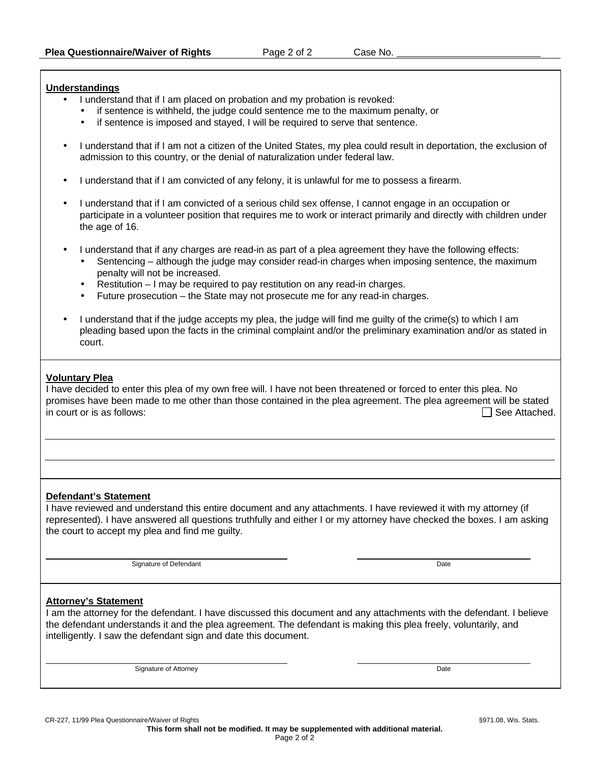## Understandings

- I understand that if I am placed on probation and my probation is revoked:
  - if sentence is withheld, the judge could sentence me to the maximum penalty, or
  - if sentence is imposed and stayed, I will be required to serve that sentence.
- I understand that if I am not a citizen of the United States, my plea could result in deportation, the exclusion of admission to this country, or the denial of naturalization under federal law.
- I understand that if I am convicted of any felony, it is unlawful for me to possess a firearm.
- I understand that if I am convicted of a serious child sex offense, I cannot engage in an occupation or participate in a volunteer position that requires me to work or interact primarily and directly with children under the age of 16.
- I understand that if any charges are read-in as part of a plea agreement they have the following effects:
  - Sentencing – although the judge may consider read-in charges when imposing sentence, the maximum penalty will not be increased.
  - Restitution – I may be required to pay restitution on any read-in charges.
  - Future prosecution – the State may not prosecute me for any read-in charges.
- I understand that if the judge accepts my plea, the judge will find me guilty of the crime(s) to which I am pleading based upon the facts in the criminal complaint and/or the preliminary examination and/or as stated in court.

## Voluntary Plea

I have decided to enter this plea of my own free will. I have not been threatened or forced to enter this plea. No promises have been made to me other than those contained in the plea agreement. The plea agreement will be stated in court or is as follows: ☐ See Attached.

______________________________________________________________________

______________________________________________________________________

## Defendant's Statement

I have reviewed and understand this entire document and any attachments. I have reviewed it with my attorney (if represented). I have answered all questions truthfully and either I or my attorney have checked the boxes. I am asking the court to accept my plea and find me guilty.

______________________________ Signature of Defendant

______________________________ Date

## Attorney's Statement

I am the attorney for the defendant. I have discussed this document and any attachments with the defendant. I believe the defendant understands it and the plea agreement. The defendant is making this plea freely, voluntarily, and intelligently. I saw the defendant sign and date this document.

______________________________ Signature of Attorney

______________________________ Date

CR-227, 11/99 Plea Questionnaire/Waiver of Rights §971.08, Wis. Stats.

**This form shall not be modified. It may be supplemented with additional material.**